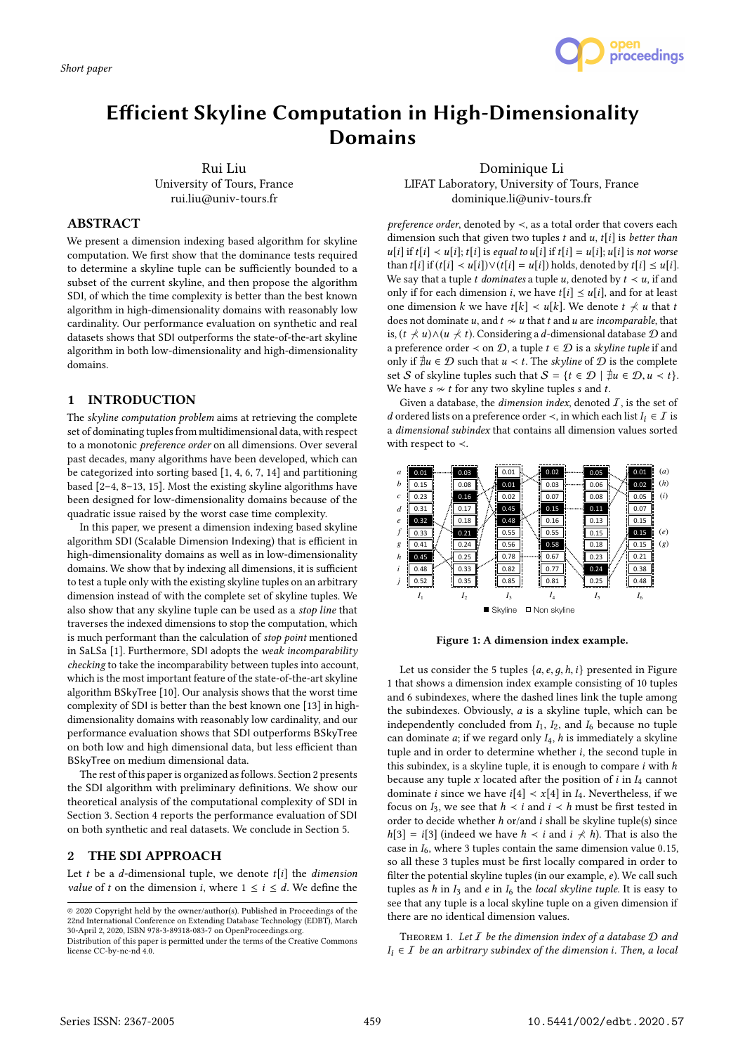Short paper

# Efficient Skyline Computation in High-Dimensionality Domains

Rui Liu
University of Tours, France
rui.liu@univ-tours.fr

Dominique Li
LIFAT Laboratory, University of Tours, France
dominique.li@univ-tours.fr

## ABSTRACT

We present a dimension indexing based algorithm for skyline computation. We first show that the dominance tests required to determine a skyline tuple can be sufficiently bounded to a subset of the current skyline, and then propose the algorithm SDI, of which the time complexity is better than the best known algorithm in high-dimensionality domains with reasonably low cardinality. Our performance evaluation on synthetic and real datasets shows that SDI outperforms the state-of-the-art skyline algorithm in both low-dimensionality and high-dimensionality domains.

## 1 INTRODUCTION

The *skyline computation problem* aims at retrieving the complete set of dominating tuples from multidimensional data, with respect to a monotonic *preference order* on all dimensions. Over several past decades, many algorithms have been developed, which can be categorized into sorting based [1, 4, 6, 7, 14] and partitioning based [2–4, 8–13, 15]. Most the existing skyline algorithms have been designed for low-dimensionality domains because of the quadratic issue raised by the worst case time complexity.

In this paper, we present a dimension indexing based skyline algorithm SDI (Scalable Dimension Indexing) that is efficient in high-dimensionality domains as well as in low-dimensionality domains. We show that by indexing all dimensions, it is sufficient to test a tuple only with the existing skyline tuples on an arbitrary dimension instead of with the complete set of skyline tuples. We also show that any skyline tuple can be used as a *stop line* that traverses the indexed dimensions to stop the computation, which is much performant than the calculation of *stop point* mentioned in SaLSa [1]. Furthermore, SDI adopts the *weak incomparability checking* to take the incomparability between tuples into account, which is the most important feature of the state-of-the-art skyline algorithm BSkyTree [10]. Our analysis shows that the worst time complexity of SDI is better than the best known one [13] in high-dimensionality domains with reasonably low cardinality, and our performance evaluation shows that SDI outperforms BSkyTree on both low and high dimensional data, but less efficient than BSkyTree on medium dimensional data.

The rest of this paper is organized as follows. Section 2 presents the SDI algorithm with preliminary definitions. We show our theoretical analysis of the computational complexity of SDI in Section 3. Section 4 reports the performance evaluation of SDI on both synthetic and real datasets. We conclude in Section 5.

## 2 THE SDI APPROACH

Let $t$ be a $d$-dimensional tuple, we denote $t[i]$ the *dimension value* of $t$ on the dimension $i$, where $1 \leq i \leq d$. We define the *preference order*, denoted by $\prec$, as a total order that covers each dimension such that given two tuples $t$ and $u$, $t[i]$ is *better than* $u[i]$ if $t[i] \prec u[i]$; $t[i]$ is *equal to* $u[i]$ if $t[i] = u[i]$; $u[i]$ is *not worse* than $t[i]$ if $(t[i] \prec u[i]) \vee (t[i] = u[i])$ holds, denoted by $t[i] \preceq u[i]$. We say that a tuple $t$ *dominates* a tuple $u$, denoted by $t \prec u$, if and only if for each dimension $i$, we have $t[i] \preceq u[i]$, and for at least one dimension $k$ we have $t[k] \prec u[k]$. We denote $t \not\prec u$ that $t$ does not dominate $u$, and $t \sim u$ that $t$ and $u$ are *incomparable*, that is, $(t \not\prec u) \wedge (u \not\prec t)$. Considering a $d$-dimensional database $\mathcal{D}$ and a preference order $\prec$ on $\mathcal{D}$, a tuple $t \in \mathcal{D}$ is a *skyline tuple* if and only if $\nexists u \in \mathcal{D}$ such that $u \prec t$. The *skyline* of $\mathcal{D}$ is the complete set $\mathcal{S}$ of skyline tuples such that $\mathcal{S} = \{t \in \mathcal{D} \mid \nexists u \in \mathcal{D}, u \prec t\}$. We have $s \sim t$ for any two skyline tuples $s$ and $t$.

Given a database, the *dimension index*, denoted $\mathcal{I}$, is the set of $d$ ordered lists on a preference order $\prec$, in which each list $I_i \in \mathcal{I}$ is a *dimensional subindex* that contains all dimension values sorted with respect to $\prec$.

| | $I_1$ | $I_2$ | $I_3$ | $I_4$ | $I_5$ | $I_6$ | |
|---|---|---|---|---|---|---|---|
| a | 0.01 | 0.03 | 0.01 | 0.02 | 0.05 | 0.01 | (a) |
| b | 0.15 | 0.08 | 0.01 | 0.03 | 0.06 | 0.02 | (h) |
| c | 0.23 | 0.16 | 0.02 | 0.07 | 0.08 | 0.05 | (i) |
| d | 0.31 | 0.17 | 0.45 | 0.15 | 0.11 | 0.07 | |
| e | 0.32 | 0.18 | 0.48 | 0.16 | 0.13 | 0.15 | |
| f | 0.33 | 0.21 | 0.55 | 0.55 | 0.15 | 0.15 | (e) |
| g | 0.41 | 0.24 | 0.56 | 0.58 | 0.18 | 0.15 | (g) |
| h | 0.45 | 0.25 | 0.78 | 0.67 | 0.23 | 0.21 | |
| i | 0.48 | 0.33 | 0.82 | 0.77 | 0.24 | 0.38 | |
| j | 0.52 | 0.35 | 0.85 | 0.81 | 0.25 | 0.48 | |

■ Skyline □ Non skyline

**Figure 1: A dimension index example.**

Let us consider the 5 tuples $\{a, e, g, h, i\}$ presented in Figure 1 that shows a dimension index example consisting of 10 tuples and 6 subindexes, where the dashed lines link the tuple among the subindexes. Obviously, $a$ is a skyline tuple, which can be independently concluded from $I_1$, $I_2$, and $I_6$ because no tuple can dominate $a$; if we regard only $I_4$, $h$ is immediately a skyline tuple and in order to determine whether $i$, the second tuple in this subindex, is a skyline tuple, it is enough to compare $i$ with $h$ because any tuple $x$ located after the position of $i$ in $I_4$ cannot dominate $i$ since we have $i[4] \prec x[4]$ in $I_4$. Nevertheless, if we focus on $I_3$, we see that $h \prec i$ and $i \prec h$ must be first tested in order to decide whether $h$ or/and $i$ shall be skyline tuple(s) since $h[3] = i[3]$ (indeed we have $h \prec i$ and $i \not\prec h$). That is also the case in $I_6$, where 3 tuples contain the same dimension value 0.15, so all these 3 tuples must be first locally compared in order to filter the potential skyline tuples (in our example, $e$). We call such tuples as $h$ in $I_3$ and $e$ in $I_6$ the *local skyline tuple*. It is easy to see that any tuple is a local skyline tuple on a given dimension if there are no identical dimension values.

Theorem 1. *Let $\mathcal{I}$ be the dimension index of a database $\mathcal{D}$ and $I_i \in \mathcal{I}$ be an arbitrary subindex of the dimension $i$. Then, a local*

© 2020 Copyright held by the owner/author(s). Published in Proceedings of the 22nd International Conference on Extending Database Technology (EDBT), March 30-April 2, 2020, ISBN 978-3-89318-083-7 on OpenProceedings.org.
Distribution of this paper is permitted under the terms of the Creative Commons license CC-by-nc-nd 4.0.

Series ISSN: 2367-2005 10.5441/002/edbt.2020.57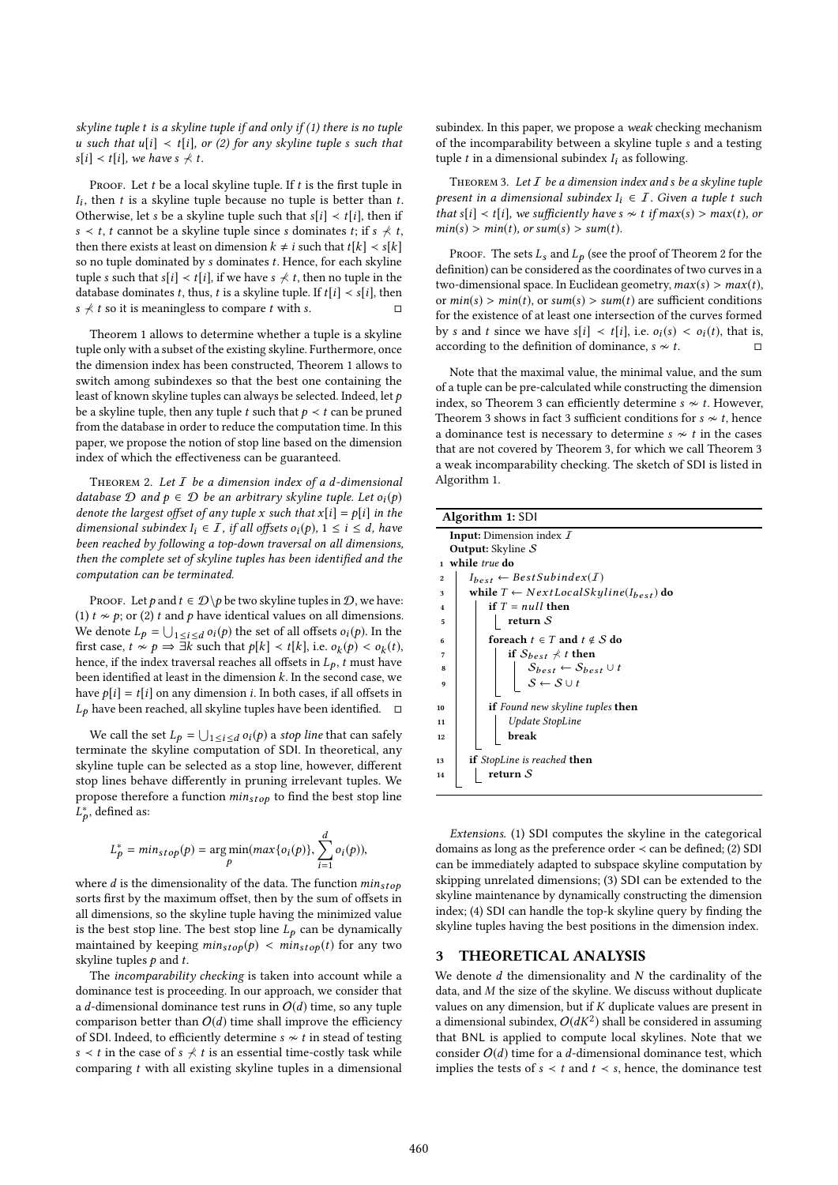*skyline tuple t is a skyline tuple if and only if (1) there is no tuple u such that $u[i] \prec t[i]$, or (2) for any skyline tuple s such that $s[i] \prec t[i]$, we have $s \nprec t$.*

Proof. Let $t$ be a local skyline tuple. If $t$ is the first tuple in $I_i$, then $t$ is a skyline tuple because no tuple is better than $t$. Otherwise, let $s$ be a skyline tuple such that $s[i] \prec t[i]$, then if $s \prec t$, $t$ cannot be a skyline tuple since $s$ dominates $t$; if $s \nprec t$, then there exists at least on dimension $k \neq i$ such that $t[k] \prec s[k]$ so no tuple dominated by $s$ dominates $t$. Hence, for each skyline tuple $s$ such that $s[i] \prec t[i]$, if we have $s \nprec t$, then no tuple in the database dominates $t$, thus, $t$ is a skyline tuple. If $t[i] \prec s[i]$, then $s \nprec t$ so it is meaningless to compare $t$ with $s$. □

Theorem 1 allows to determine whether a tuple is a skyline tuple only with a subset of the existing skyline. Furthermore, once the dimension index has been constructed, Theorem 1 allows to switch among subindexes so that the best one containing the least of known skyline tuples can always be selected. Indeed, let $p$ be a skyline tuple, then any tuple $t$ such that $p \prec t$ can be pruned from the database in order to reduce the computation time. In this paper, we propose the notion of stop line based on the dimension index of which the effectiveness can be guaranteed.

Theorem 2. *Let $\mathcal{I}$ be a dimension index of a d-dimensional database $\mathcal{D}$ and $p \in \mathcal{D}$ be an arbitrary skyline tuple. Let $o_i(p)$ denote the largest offset of any tuple $x$ such that $x[i] = p[i]$ in the dimensional subindex $I_i \in \mathcal{I}$, if all offsets $o_i(p)$, $1 \leq i \leq d$, have been reached by following a top-down traversal on all dimensions, then the complete set of skyline tuples has been identified and the computation can be terminated.*

Proof. Let $p$ and $t \in \mathcal{D} \backslash p$ be two skyline tuples in $\mathcal{D}$, we have: (1) $t \nsim p$; or (2) $t$ and $p$ have identical values on all dimensions. We denote $L_p = \bigcup_{1 \leq i \leq d} o_i(p)$ the set of all offsets $o_i(p)$. In the first case, $t \nsim p \Rightarrow \exists k$ such that $p[k] \prec t[k]$, i.e. $o_k(p) \prec o_k(t)$, hence, if the index traversal reaches all offsets in $L_p$, $t$ must have been identified at least in the dimension $k$. In the second case, we have $p[i] = t[i]$ on any dimension $i$. In both cases, if all offsets in $L_p$ have been reached, all skyline tuples have been identified. □

We call the set $L_p = \bigcup_{1 \leq i \leq d} o_i(p)$ a *stop line* that can safely terminate the skyline computation of SDI. In theoretical, any skyline tuple can be selected as a stop line, however, different stop lines behave differently in pruning irrelevant tuples. We propose therefore a function $min_{stop}$ to find the best stop line $L_p^*$, defined as:

$$L_p^* = min_{stop}(p) = \arg\min_p(max\{o_i(p)\}, \sum_{i=1}^{d} o_i(p)),$$

where $d$ is the dimensionality of the data. The function $min_{stop}$ sorts first by the maximum offset, then by the sum of offsets in all dimensions, so the skyline tuple having the minimized value is the best stop line. The best stop line $L_p$ can be dynamically maintained by keeping $min_{stop}(p) < min_{stop}(t)$ for any two skyline tuples $p$ and $t$.

The *incomparability checking* is taken into account while a dominance test is proceeding. In our approach, we consider that a $d$-dimensional dominance test runs in $O(d)$ time, so any tuple comparison better than $O(d)$ time shall improve the efficiency of SDI. Indeed, to efficiently determine $s \nsim t$ in stead of testing $s \prec t$ in the case of $s \nprec t$ is an essential time-costly task while comparing $t$ with all existing skyline tuples in a dimensional subindex. In this paper, we propose a *weak* checking mechanism of the incomparability between a skyline tuple $s$ and a testing tuple $t$ in a dimensional subindex $I_i$ as following.

Theorem 3. *Let $\mathcal{I}$ be a dimension index and s be a skyline tuple present in a dimensional subindex $I_i \in \mathcal{I}$. Given a tuple t such that $s[i] \prec t[i]$, we sufficiently have $s \nsim t$ if $max(s) > max(t)$, or $min(s) > min(t)$, or $sum(s) > sum(t)$.*

Proof. The sets $L_s$ and $L_p$ (see the proof of Theorem 2 for the definition) can be considered as the coordinates of two curves in a two-dimensional space. In Euclidean geometry, $max(s) > max(t)$, or $min(s) > min(t)$, or $sum(s) > sum(t)$ are sufficient conditions for the existence of at least one intersection of the curves formed by $s$ and $t$ since we have $s[i] \prec t[i]$, i.e. $o_i(s) < o_i(t)$, that is, according to the definition of dominance, $s \nsim t$. □

Note that the maximal value, the minimal value, and the sum of a tuple can be pre-calculated while constructing the dimension index, so Theorem 3 can efficiently determine $s \nsim t$. However, Theorem 3 shows in fact 3 sufficient conditions for $s \nsim t$, hence a dominance test is necessary to determine $s \nsim t$ in the cases that are not covered by Theorem 3, for which we call Theorem 3 a weak incomparability checking. The sketch of SDI is listed in Algorithm 1.

**Algorithm 1:** SDI

```
   Input: Dimension index I
   Output: Skyline S
 1 while true do
 2     I_best ← BestSubindex(I)
 3     while T ← NextLocalSkyline(I_best) do
 4         if T = null then
 5             return S
 6         foreach t ∈ T and t ∉ S do
 7             if S_best ⊀ t then
 8                 S_best ← S_best ∪ t
 9                 S ← S ∪ t
10         if Found new skyline tuples then
11             Update StopLine
12             break
13     if StopLine is reached then
14         return S
```

*Extensions.* (1) SDI computes the skyline in the categorical domains as long as the preference order $\prec$ can be defined; (2) SDI can be immediately adapted to subspace skyline computation by skipping unrelated dimensions; (3) SDI can be extended to the skyline maintenance by dynamically constructing the dimension index; (4) SDI can handle the top-k skyline query by finding the skyline tuples having the best positions in the dimension index.

## 3 THEORETICAL ANALYSIS

We denote $d$ the dimensionality and $N$ the cardinality of the data, and $M$ the size of the skyline. We discuss without duplicate values on any dimension, but if $K$ duplicate values are present in a dimensional subindex, $O(dK^2)$ shall be considered in assuming that BNL is applied to compute local skylines. Note that we consider $O(d)$ time for a $d$-dimensional dominance test, which implies the tests of $s \prec t$ and $t \prec s$, hence, the dominance test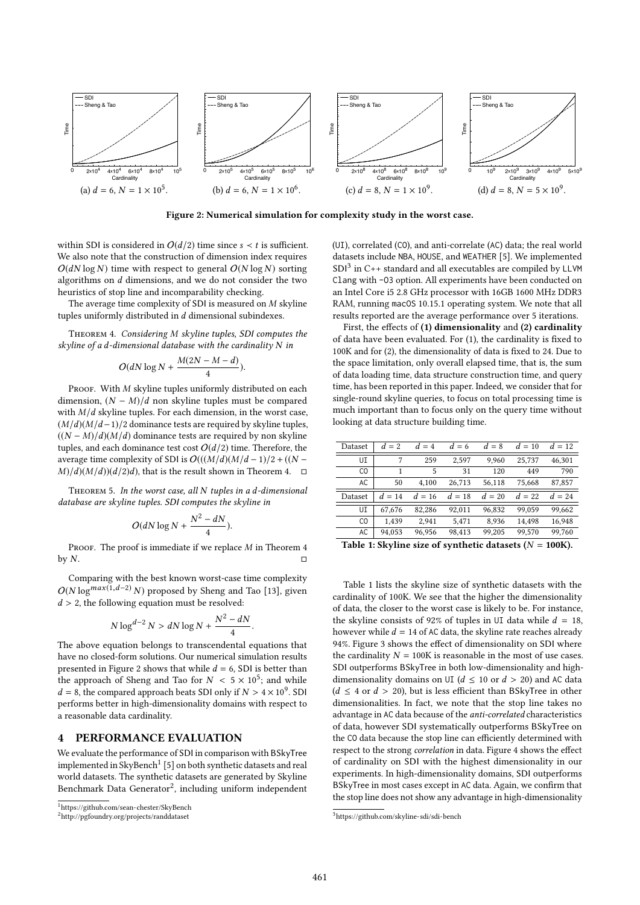(a) $d = 6$, $N = 1 \times 10^5$. (b) $d = 6$, $N = 1 \times 10^6$. (c) $d = 8$, $N = 1 \times 10^9$. (d) $d = 8$, $N = 5 \times 10^9$.

**Figure 2: Numerical simulation for complexity study in the worst case.**

within SDI is considered in $O(d/2)$ time since $s < t$ is sufficient. We also note that the construction of dimension index requires $O(dN \log N)$ time with respect to general $O(N \log N)$ sorting algorithms on $d$ dimensions, and we do not consider the two heuristics of stop line and incomparability checking.

The average time complexity of SDI is measured on $M$ skyline tuples uniformly distributed in $d$ dimensional subindexes.

Theorem 4. *Considering $M$ skyline tuples, SDI computes the skyline of a $d$-dimensional database with the cardinality $N$ in*

$$O(dN \log N + \frac{M(2N - M - d)}{4}).$$

Proof. With $M$ skyline tuples uniformly distributed on each dimension, $(N - M)/d$ non skyline tuples must be compared with $M/d$ skyline tuples. For each dimension, in the worst case, $(M/d)(M/d-1)/2$ dominance tests are required by skyline tuples, $((N - M)/d)(M/d)$ dominance tests are required by non skyline tuples, and each dominance test cost $O(d/2)$ time. Therefore, the average time complexity of SDI is $O(((M/d)(M/d - 1)/2 + ((N - M)/d)(M/d))(d/2)d)$, that is the result shown in Theorem 4. □

Theorem 5. *In the worst case, all $N$ tuples in a $d$-dimensional database are skyline tuples. SDI computes the skyline in*

$$O(dN \log N + \frac{N^2 - dN}{4}).$$

Proof. The proof is immediate if we replace $M$ in Theorem 4 by $N$. □

Comparing with the best known worst-case time complexity $O(N \log^{max(1,d-2)} N)$ proposed by Sheng and Tao [13], given $d > 2$, the following equation must be resolved:

$$N \log^{d-2} N > dN \log N + \frac{N^2 - dN}{4}.$$

The above equation belongs to transcendental equations that have no closed-form solutions. Our numerical simulation results presented in Figure 2 shows that while $d = 6$, SDI is better than the approach of Sheng and Tao for $N < 5 \times 10^5$; and while $d = 8$, the compared approach beats SDI only if $N > 4 \times 10^9$. SDI performs better in high-dimensionality domains with respect to a reasonable data cardinality.

## 4 PERFORMANCE EVALUATION

We evaluate the performance of SDI in comparison with BSkyTree implemented in SkyBench[1] [5] on both synthetic datasets and real world datasets. The synthetic datasets are generated by Skyline Benchmark Data Generator[2], including uniform independent (UI), correlated (CO), and anti-correlate (AC) data; the real world datasets include NBA, HOUSE, and WEATHER [5]. We implemented SDI[3] in C++ standard and all executables are compiled by LLVM Clang with -O3 option. All experiments have been conducted on an Intel Core i5 2.8 GHz processor with 16GB 1600 MHz DDR3 RAM, running macOS 10.15.1 operating system. We note that all results reported are the average performance over 5 iterations.

First, the effects of **(1) dimensionality** and **(2) cardinality** of data have been evaluated. For (1), the cardinality is fixed to 100K and for (2), the dimensionality of data is fixed to 24. Due to the space limitation, only overall elapsed time, that is, the sum of data loading time, data structure construction time, and query time, has been reported in this paper. Indeed, we consider that for single-round skyline queries, to focus on total processing time is much important than to focus only on the query time without looking at data structure building time.

| Dataset | $d = 2$ | $d = 4$ | $d = 6$ | $d = 8$ | $d = 10$ | $d = 12$ |
|---|---|---|---|---|---|---|
| UI | 7 | 259 | 2,597 | 9,960 | 25,737 | 46,301 |
| CO | 1 | 5 | 31 | 120 | 449 | 790 |
| AC | 50 | 4,100 | 26,713 | 56,118 | 75,668 | 87,857 |
| **Dataset** | $d = 14$ | $d = 16$ | $d = 18$ | $d = 20$ | $d = 22$ | $d = 24$ |
| UI | 67,676 | 82,286 | 92,011 | 96,832 | 99,059 | 99,662 |
| CO | 1,439 | 2,941 | 5,471 | 8,936 | 14,498 | 16,948 |
| AC | 94,053 | 96,956 | 98,413 | 99,205 | 99,570 | 99,760 |

**Table 1: Skyline size of synthetic datasets ($N$ = 100K).**

Table 1 lists the skyline size of synthetic datasets with the cardinality of 100K. We see that the higher the dimensionality of data, the closer to the worst case is likely to be. For instance, the skyline consists of 92% of tuples in UI data while $d = 18$, however while $d = 14$ of AC data, the skyline rate reaches already 94%. Figure 3 shows the effect of dimensionality on SDI where the cardinality $N = 100$K is reasonable in the most of use cases. SDI outperforms BSkyTree in both low-dimensionality and high-dimensionality domains on UI ($d \leq 10$ or $d > 20$) and AC data ($d \leq 4$ or $d > 20$), but is less efficient than BSkyTree in other dimensionalities. In fact, we note that the stop line takes no advantage in AC data because of the *anti-correlated* characteristics of data, however SDI systematically outperforms BSkyTree on the CO data because the stop line can efficiently determined with respect to the strong *correlation* in data. Figure 4 shows the effect of cardinality on SDI with the highest dimensionality in our experiments. In high-dimensionality domains, SDI outperforms BSkyTree in most cases except in AC data. Again, we confirm that the stop line does not show any advantage in high-dimensionality

[1] https://github.com/sean-chester/SkyBench
[2] http://pgfoundry.org/projects/randdataset
[3] https://github.com/skyline-sdi/sdi-bench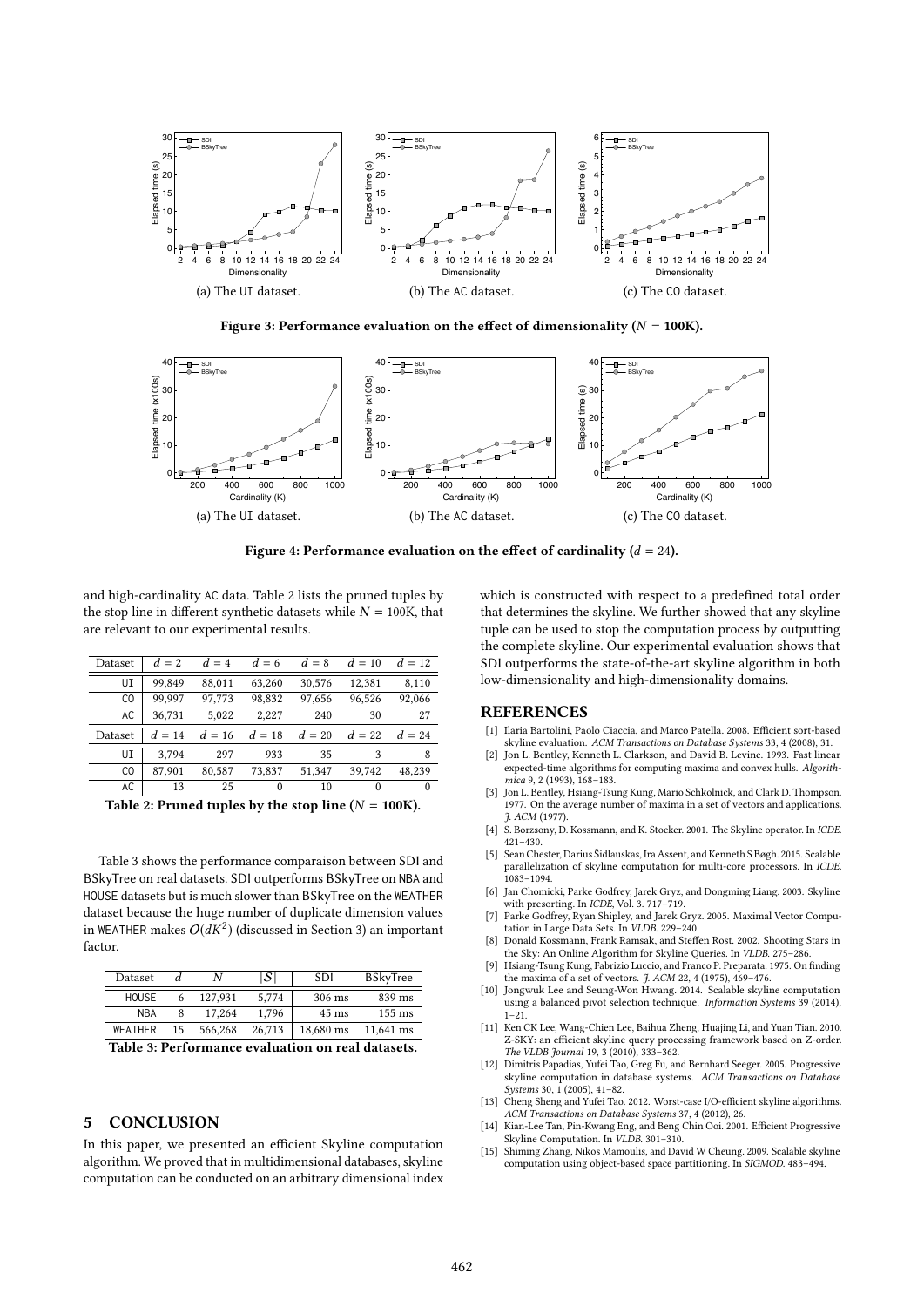30
SDI
BSkyTree
25
20
Elapsed time (s)
15
10
5
0
2 4 6 8 10 12 14 16 18 20 22 24
Dimensionality

(a) The UI dataset.

30
SDI
BSkyTree
25
20
Elapsed time (s)
15
10
5
0
2 4 6 8 10 12 14 16 18 20 22 24
Dimensionality

(b) The AC dataset.

6
SDI
BSkyTree
5
4
Elapsed time (s)
3
2
1
0
2 4 6 8 10 12 14 16 18 20 22 24
Dimensionality

(c) The CO dataset.

**Figure 3: Performance evaluation on the effect of dimensionality ($N$ = 100K).**

40
SDI
BSkyTree
30
Elapsed time (x100s)
20
10
0
200 400 600 800 1000
Cardinality (K)

(a) The UI dataset.

40
SDI
BSkyTree
30
Elapsed time (x100s)
20
10
0
200 400 600 800 1000
Cardinality (K)

(b) The AC dataset.

40
SDI
BSkyTree
30
Elapsed time (s)
20
10
0
200 400 600 800 1000
Cardinality (K)

(c) The CO dataset.

**Figure 4: Performance evaluation on the effect of cardinality ($d$ = 24).**

and high-cardinality AC data. Table 2 lists the pruned tuples by the stop line in different synthetic datasets while $N$ = 100K, that are relevant to our experimental results.

| Dataset | $d = 2$ | $d = 4$ | $d = 6$ | $d = 8$ | $d = 10$ | $d = 12$ |
|---|---|---|---|---|---|---|
| UI | 99,849 | 88,011 | 63,260 | 30,576 | 12,381 | 8,110 |
| CO | 99,997 | 97,773 | 98,832 | 97,656 | 96,526 | 92,066 |
| AC | 36,731 | 5,022 | 2,227 | 240 | 30 | 27 |
| Dataset | $d = 14$ | $d = 16$ | $d = 18$ | $d = 20$ | $d = 22$ | $d = 24$ |
| UI | 3,794 | 297 | 933 | 35 | 3 | 8 |
| CO | 87,901 | 80,587 | 73,837 | 51,347 | 39,742 | 48,239 |
| AC | 13 | 25 | 0 | 10 | 0 | 0 |

**Table 2: Pruned tuples by the stop line ($N$ = 100K).**

Table 3 shows the performance comparaison between SDI and BSkyTree on real datasets. SDI outperforms BSkyTree on NBA and HOUSE datasets but is much slower than BSkyTree on the WEATHER dataset because the huge number of duplicate dimension values in WEATHER makes $O(dK^2)$ (discussed in Section 3) an important factor.

| Dataset | $d$ | $N$ | $\|S\|$ | SDI | BSkyTree |
|---|---|---|---|---|---|
| HOUSE | 6 | 127,931 | 5,774 | 306 ms | 839 ms |
| NBA | 8 | 17,264 | 1,796 | 45 ms | 155 ms |
| WEATHER | 15 | 566,268 | 26,713 | 18,680 ms | 11,641 ms |

**Table 3: Performance evaluation on real datasets.**

## 5 CONCLUSION

In this paper, we presented an efficient Skyline computation algorithm. We proved that in multidimensional databases, skyline computation can be conducted on an arbitrary dimensional index which is constructed with respect to a predefined total order that determines the skyline. We further showed that any skyline tuple can be used to stop the computation process by outputting the complete skyline. Our experimental evaluation shows that SDI outperforms the state-of-the-art skyline algorithm in both low-dimensionality and high-dimensionality domains.

## REFERENCES

[1] Ilaria Bartolini, Paolo Ciaccia, and Marco Patella. 2008. Efficient sort-based skyline evaluation. *ACM Transactions on Database Systems* 33, 4 (2008), 31.
[2] Jon L. Bentley, Kenneth L. Clarkson, and David B. Levine. 1993. Fast linear expected-time algorithms for computing maxima and convex hulls. *Algorithmica* 9, 2 (1993), 168–183.
[3] Jon L. Bentley, Hsiang-Tsung Kung, Mario Schkolnick, and Clark D. Thompson. 1977. On the average number of maxima in a set of vectors and applications. *J. ACM* (1977).
[4] S. Borzsony, D. Kossmann, and K. Stocker. 2001. The Skyline operator. In *ICDE*. 421–430.
[5] Sean Chester, Darius Šidlauskas, Ira Assent, and Kenneth S Bøgh. 2015. Scalable parallelization of skyline computation for multi-core processors. In *ICDE*. 1083–1094.
[6] Jan Chomicki, Parke Godfrey, Jarek Gryz, and Dongming Liang. 2003. Skyline with presorting. In *ICDE*, Vol. 3. 717–719.
[7] Parke Godfrey, Ryan Shipley, and Jarek Gryz. 2005. Maximal Vector Computation in Large Data Sets. In *VLDB*. 229–240.
[8] Donald Kossmann, Frank Ramsak, and Steffen Rost. 2002. Shooting Stars in the Sky: An Online Algorithm for Skyline Queries. In *VLDB*. 275–286.
[9] Hsiang-Tsung Kung, Fabrizio Luccio, and Franco P. Preparata. 1975. On finding the maxima of a set of vectors. *J. ACM* 22, 4 (1975), 469–476.
[10] Jongwuk Lee and Seung-Won Hwang. 2014. Scalable skyline computation using a balanced pivot selection technique. *Information Systems* 39 (2014), 1–21.
[11] Ken CK Lee, Wang-Chien Lee, Baihua Zheng, Huajing Li, and Yuan Tian. 2010. Z-SKY: an efficient skyline query processing framework based on Z-order. *The VLDB Journal* 19, 3 (2010), 333–362.
[12] Dimitris Papadias, Yufei Tao, Greg Fu, and Bernhard Seeger. 2005. Progressive skyline computation in database systems. *ACM Transactions on Database Systems* 30, 1 (2005), 41–82.
[13] Cheng Sheng and Yufei Tao. 2012. Worst-case I/O-efficient skyline algorithms. *ACM Transactions on Database Systems* 37, 4 (2012), 26.
[14] Kian-Lee Tan, Pin-Kwang Eng, and Beng Chin Ooi. 2001. Efficient Progressive Skyline Computation. In *VLDB*. 301–310.
[15] Shiming Zhang, Nikos Mamoulis, and David W Cheung. 2009. Scalable skyline computation using object-based space partitioning. In *SIGMOD*. 483–494.